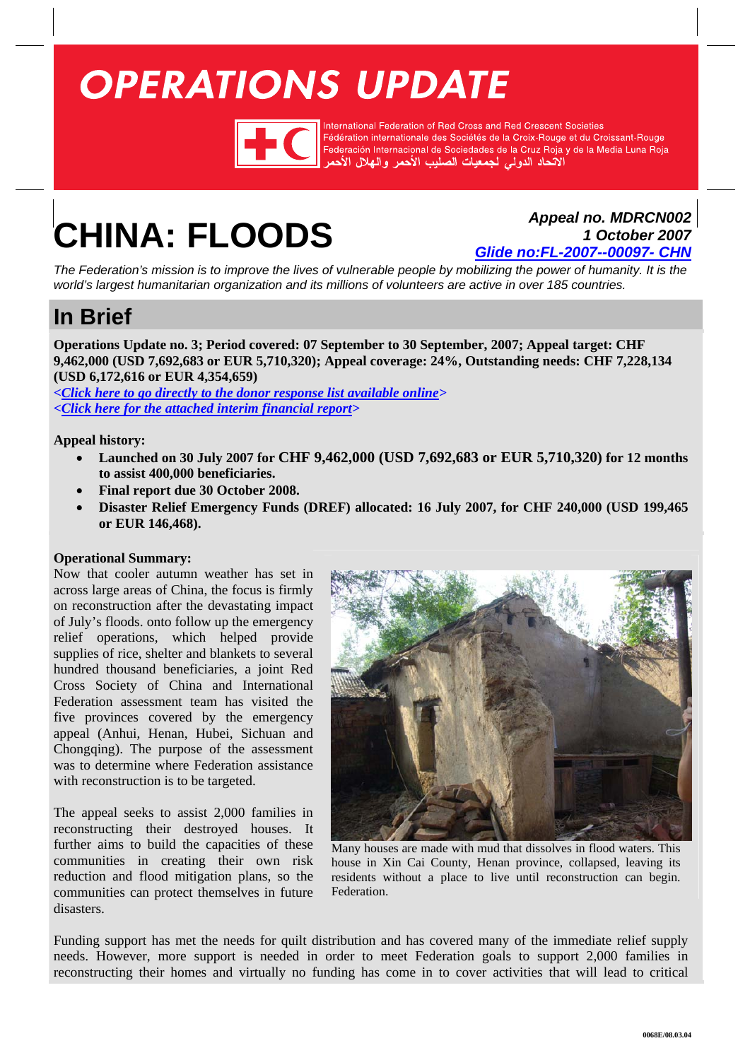# OPERATIONS UPDATE

International Federation of Red Cross and Red Crescent Societies
Fédération internationale des Sociétés de la Croix-Rouge et du Croissant-Rouge
Federación Internacional de Sociedades de la Cruz Roja y de la Media Luna Roja
الاتحاد الدولي لجمعيات الصليب الأحمر والهلال الأحمر

# CHINA: FLOODS

***Appeal no. MDRCN002***
***1 October 2007***
***Glide no:FL-2007--00097- CHN***

*The Federation's mission is to improve the lives of vulnerable people by mobilizing the power of humanity. It is the world's largest humanitarian organization and its millions of volunteers are active in over 185 countries.*

## In Brief

**Operations Update no. 3; Period covered: 07 September to 30 September, 2007; Appeal target: CHF 9,462,000 (USD 7,692,683 or EUR 5,710,320); Appeal coverage: 24%, Outstanding needs: CHF 7,228,134 (USD 6,172,616 or EUR 4,354,659)**

***<Click here to go directly to the donor response list available online>***
***<Click here for the attached interim financial report>***

**Appeal history:**

- **Launched on 30 July 2007 for CHF 9,462,000 (USD 7,692,683 or EUR 5,710,320) for 12 months to assist 400,000 beneficiaries.**
- **Final report due 30 October 2008.**
- **Disaster Relief Emergency Funds (DREF) allocated: 16 July 2007, for CHF 240,000 (USD 199,465 or EUR 146,468).**

**Operational Summary:**

Now that cooler autumn weather has set in across large areas of China, the focus is firmly on reconstruction after the devastating impact of July's floods. onto follow up the emergency relief operations, which helped provide supplies of rice, shelter and blankets to several hundred thousand beneficiaries, a joint Red Cross Society of China and International Federation assessment team has visited the five provinces covered by the emergency appeal (Anhui, Henan, Hubei, Sichuan and Chongqing). The purpose of the assessment was to determine where Federation assistance with reconstruction is to be targeted.

The appeal seeks to assist 2,000 families in reconstructing their destroyed houses. It further aims to build the capacities of these communities in creating their own risk reduction and flood mitigation plans, so the communities can protect themselves in future disasters.

Many houses are made with mud that dissolves in flood waters. This house in Xin Cai County, Henan province, collapsed, leaving its residents without a place to live until reconstruction can begin. Federation.

Funding support has met the needs for quilt distribution and has covered many of the immediate relief supply needs. However, more support is needed in order to meet Federation goals to support 2,000 families in reconstructing their homes and virtually no funding has come in to cover activities that will lead to critical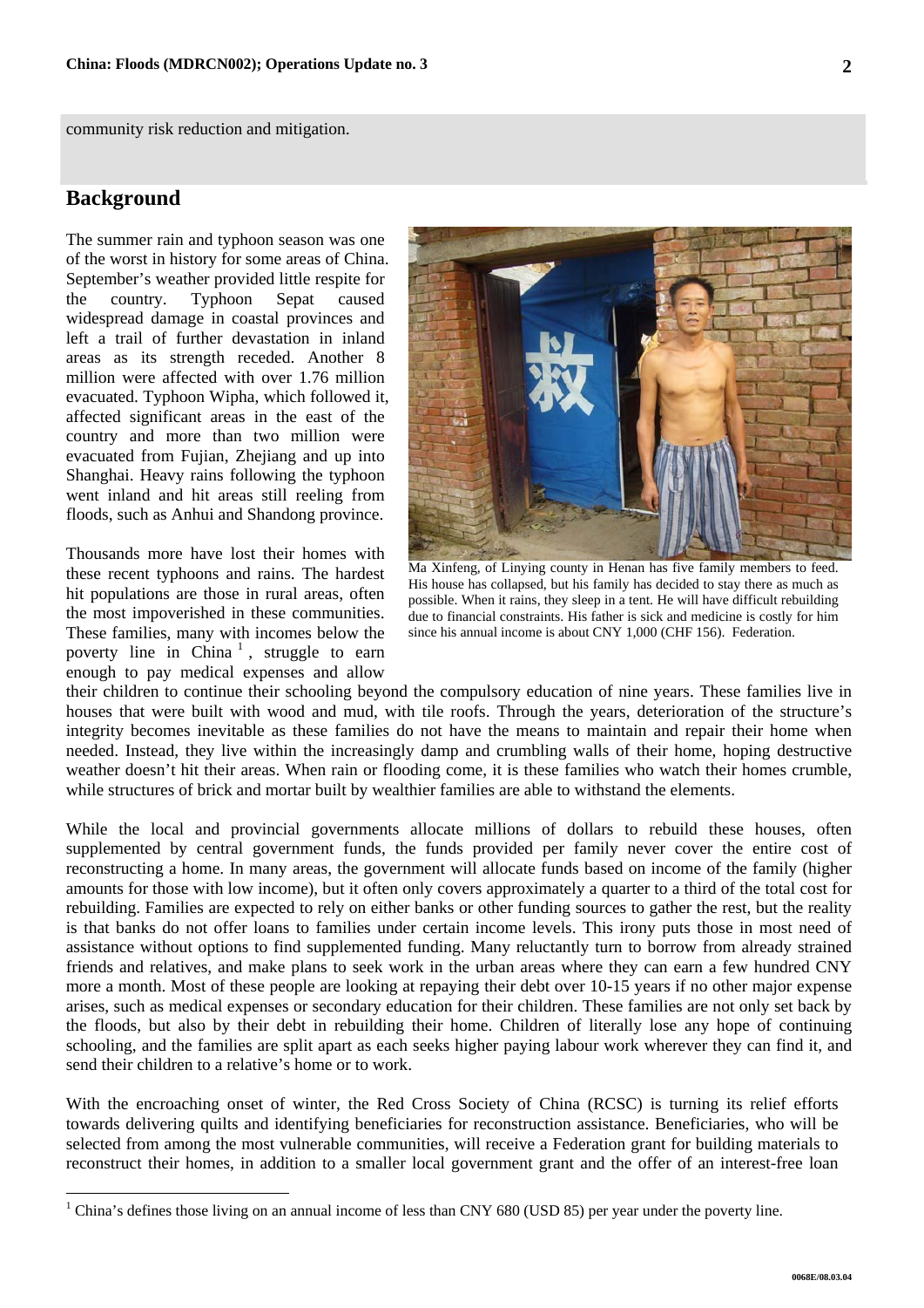community risk reduction and mitigation.

## Background

The summer rain and typhoon season was one of the worst in history for some areas of China. September's weather provided little respite for the country. Typhoon Sepat caused widespread damage in coastal provinces and left a trail of further devastation in inland areas as its strength receded. Another 8 million were affected with over 1.76 million evacuated. Typhoon Wipha, which followed it, affected significant areas in the east of the country and more than two million were evacuated from Fujian, Zhejiang and up into Shanghai. Heavy rains following the typhoon went inland and hit areas still reeling from floods, such as Anhui and Shandong province.

Ma Xinfeng, of Linying county in Henan has five family members to feed. His house has collapsed, but his family has decided to stay there as much as possible. When it rains, they sleep in a tent. He will have difficult rebuilding due to financial constraints. His father is sick and medicine is costly for him since his annual income is about CNY 1,000 (CHF 156). Federation.

Thousands more have lost their homes with these recent typhoons and rains. The hardest hit populations are those in rural areas, often the most impoverished in these communities. These families, many with incomes below the poverty line in China [1], struggle to earn enough to pay medical expenses and allow their children to continue their schooling beyond the compulsory education of nine years. These families live in houses that were built with wood and mud, with tile roofs. Through the years, deterioration of the structure's integrity becomes inevitable as these families do not have the means to maintain and repair their home when needed. Instead, they live within the increasingly damp and crumbling walls of their home, hoping destructive weather doesn't hit their areas. When rain or flooding come, it is these families who watch their homes crumble, while structures of brick and mortar built by wealthier families are able to withstand the elements.

While the local and provincial governments allocate millions of dollars to rebuild these houses, often supplemented by central government funds, the funds provided per family never cover the entire cost of reconstructing a home. In many areas, the government will allocate funds based on income of the family (higher amounts for those with low income), but it often only covers approximately a quarter to a third of the total cost for rebuilding. Families are expected to rely on either banks or other funding sources to gather the rest, but the reality is that banks do not offer loans to families under certain income levels. This irony puts those in most need of assistance without options to find supplemented funding. Many reluctantly turn to borrow from already strained friends and relatives, and make plans to seek work in the urban areas where they can earn a few hundred CNY more a month. Most of these people are looking at repaying their debt over 10-15 years if no other major expense arises, such as medical expenses or secondary education for their children. These families are not only set back by the floods, but also by their debt in rebuilding their home. Children of literally lose any hope of continuing schooling, and the families are split apart as each seeks higher paying labour work wherever they can find it, and send their children to a relative's home or to work.

With the encroaching onset of winter, the Red Cross Society of China (RCSC) is turning its relief efforts towards delivering quilts and identifying beneficiaries for reconstruction assistance. Beneficiaries, who will be selected from among the most vulnerable communities, will receive a Federation grant for building materials to reconstruct their homes, in addition to a smaller local government grant and the offer of an interest-free loan

[1] China's defines those living on an annual income of less than CNY 680 (USD 85) per year under the poverty line.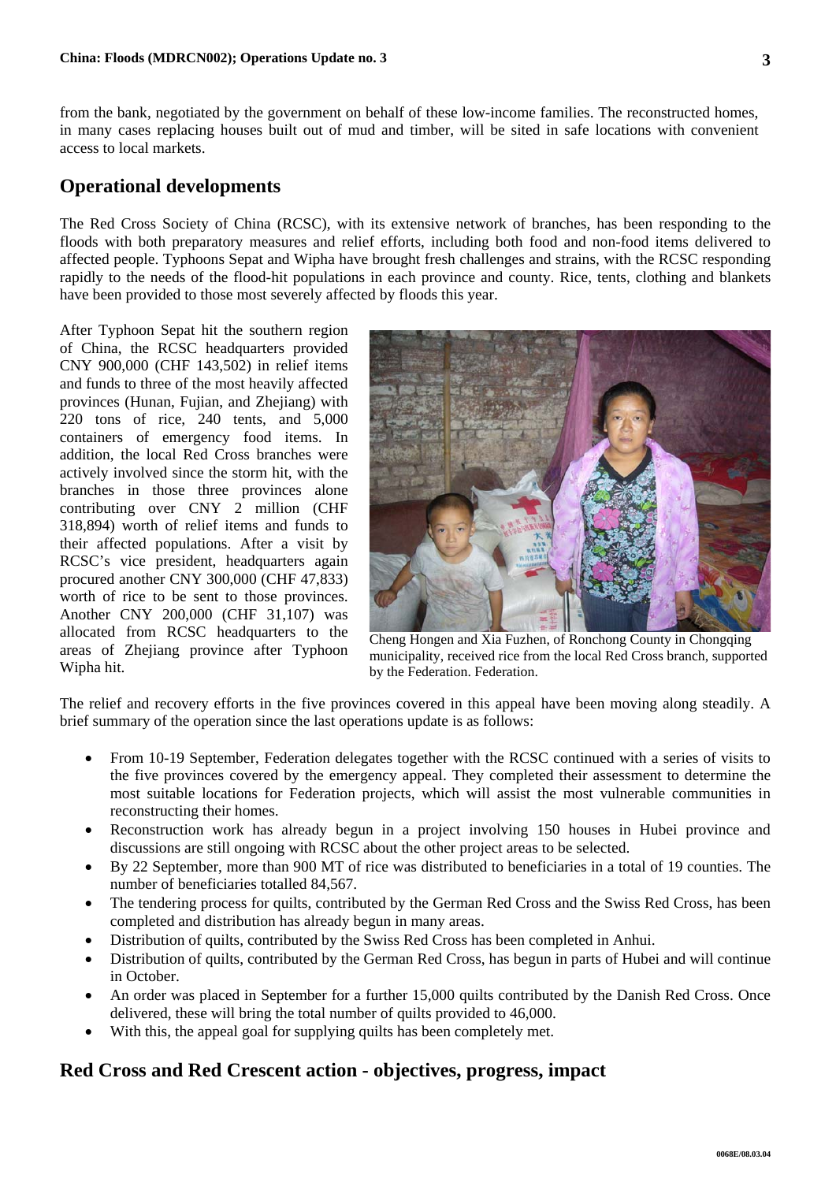from the bank, negotiated by the government on behalf of these low-income families. The reconstructed homes, in many cases replacing houses built out of mud and timber, will be sited in safe locations with convenient access to local markets.

## Operational developments

The Red Cross Society of China (RCSC), with its extensive network of branches, has been responding to the floods with both preparatory measures and relief efforts, including both food and non-food items delivered to affected people. Typhoons Sepat and Wipha have brought fresh challenges and strains, with the RCSC responding rapidly to the needs of the flood-hit populations in each province and county. Rice, tents, clothing and blankets have been provided to those most severely affected by floods this year.

After Typhoon Sepat hit the southern region of China, the RCSC headquarters provided CNY 900,000 (CHF 143,502) in relief items and funds to three of the most heavily affected provinces (Hunan, Fujian, and Zhejiang) with 220 tons of rice, 240 tents, and 5,000 containers of emergency food items. In addition, the local Red Cross branches were actively involved since the storm hit, with the branches in those three provinces alone contributing over CNY 2 million (CHF 318,894) worth of relief items and funds to their affected populations. After a visit by RCSC's vice president, headquarters again procured another CNY 300,000 (CHF 47,833) worth of rice to be sent to those provinces. Another CNY 200,000 (CHF 31,107) was allocated from RCSC headquarters to the areas of Zhejiang province after Typhoon Wipha hit.

Cheng Hongen and Xia Fuzhen, of Ronchong County in Chongqing municipality, received rice from the local Red Cross branch, supported by the Federation. Federation.

The relief and recovery efforts in the five provinces covered in this appeal have been moving along steadily. A brief summary of the operation since the last operations update is as follows:

- From 10-19 September, Federation delegates together with the RCSC continued with a series of visits to the five provinces covered by the emergency appeal. They completed their assessment to determine the most suitable locations for Federation projects, which will assist the most vulnerable communities in reconstructing their homes.
- Reconstruction work has already begun in a project involving 150 houses in Hubei province and discussions are still ongoing with RCSC about the other project areas to be selected.
- By 22 September, more than 900 MT of rice was distributed to beneficiaries in a total of 19 counties. The number of beneficiaries totalled 84,567.
- The tendering process for quilts, contributed by the German Red Cross and the Swiss Red Cross, has been completed and distribution has already begun in many areas.
- Distribution of quilts, contributed by the Swiss Red Cross has been completed in Anhui.
- Distribution of quilts, contributed by the German Red Cross, has begun in parts of Hubei and will continue in October.
- An order was placed in September for a further 15,000 quilts contributed by the Danish Red Cross. Once delivered, these will bring the total number of quilts provided to 46,000.
- With this, the appeal goal for supplying quilts has been completely met.

## Red Cross and Red Crescent action - objectives, progress, impact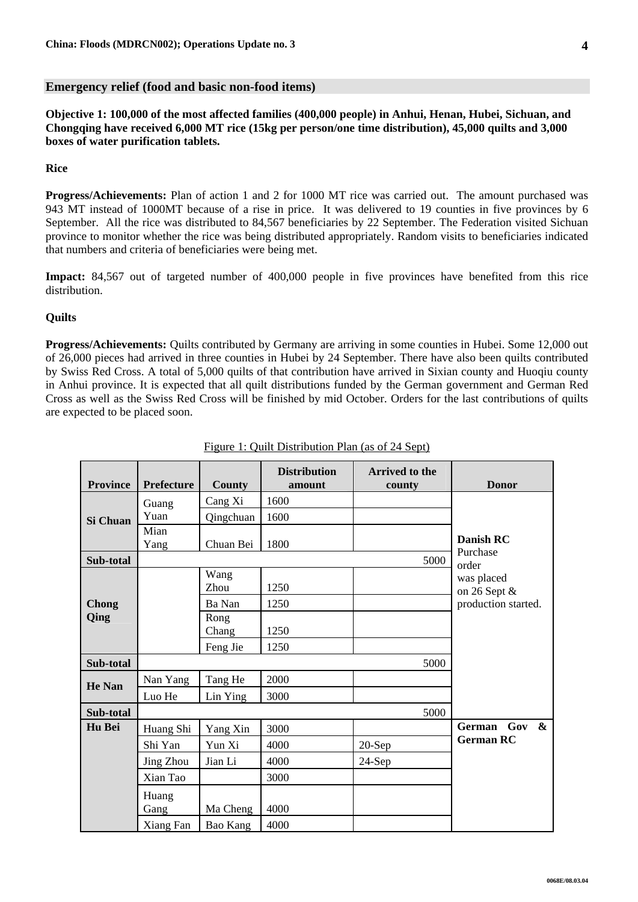## Emergency relief (food and basic non-food items)

**Objective 1: 100,000 of the most affected families (400,000 people) in Anhui, Henan, Hubei, Sichuan, and Chongqing have received 6,000 MT rice (15kg per person/one time distribution), 45,000 quilts and 3,000 boxes of water purification tablets.**

**Rice**

**Progress/Achievements:** Plan of action 1 and 2 for 1000 MT rice was carried out. The amount purchased was 943 MT instead of 1000MT because of a rise in price. It was delivered to 19 counties in five provinces by 6 September. All the rice was distributed to 84,567 beneficiaries by 22 September. The Federation visited Sichuan province to monitor whether the rice was being distributed appropriately. Random visits to beneficiaries indicated that numbers and criteria of beneficiaries were being met.

**Impact:** 84,567 out of targeted number of 400,000 people in five provinces have benefited from this rice distribution.

**Quilts**

**Progress/Achievements:** Quilts contributed by Germany are arriving in some counties in Hubei. Some 12,000 out of 26,000 pieces had arrived in three counties in Hubei by 24 September. There have also been quilts contributed by Swiss Red Cross. A total of 5,000 quilts of that contribution have arrived in Sixian county and Huoqiu county in Anhui province. It is expected that all quilt distributions funded by the German government and German Red Cross as well as the Swiss Red Cross will be finished by mid October. Orders for the last contributions of quilts are expected to be placed soon.

Figure 1: Quilt Distribution Plan (as of 24 Sept)

| Province | Prefecture | County | Distribution amount | Arrived to the county | Donor |
|---|---|---|---|---|---|
| **Si Chuan** | Guang Yuan | Cang Xi | 1600 | | **Danish RC** Purchase order was placed on 26 Sept & production started. |
| | | Qingchuan | 1600 | | |
| | Mian Yang | Chuan Bei | 1800 | | |
| **Sub-total** | | | 5000 | | |
| **Chong Qing** | | Wang Zhou | 1250 | | |
| | | Ba Nan | 1250 | | |
| | | Rong Chang | 1250 | | |
| | | Feng Jie | 1250 | | |
| **Sub-total** | | | 5000 | | |
| **He Nan** | Nan Yang | Tang He | 2000 | | |
| | Luo He | Lin Ying | 3000 | | |
| **Sub-total** | | | 5000 | | |
| **Hu Bei** | Huang Shi | Yang Xin | 3000 | | **German Gov & German RC** |
| | Shi Yan | Yun Xi | 4000 | 20-Sep | |
| | Jing Zhou | Jian Li | 4000 | 24-Sep | |
| | Xian Tao | | 3000 | | |
| | Huang Gang | Ma Cheng | 4000 | | |
| | Xiang Fan | Bao Kang | 4000 | | |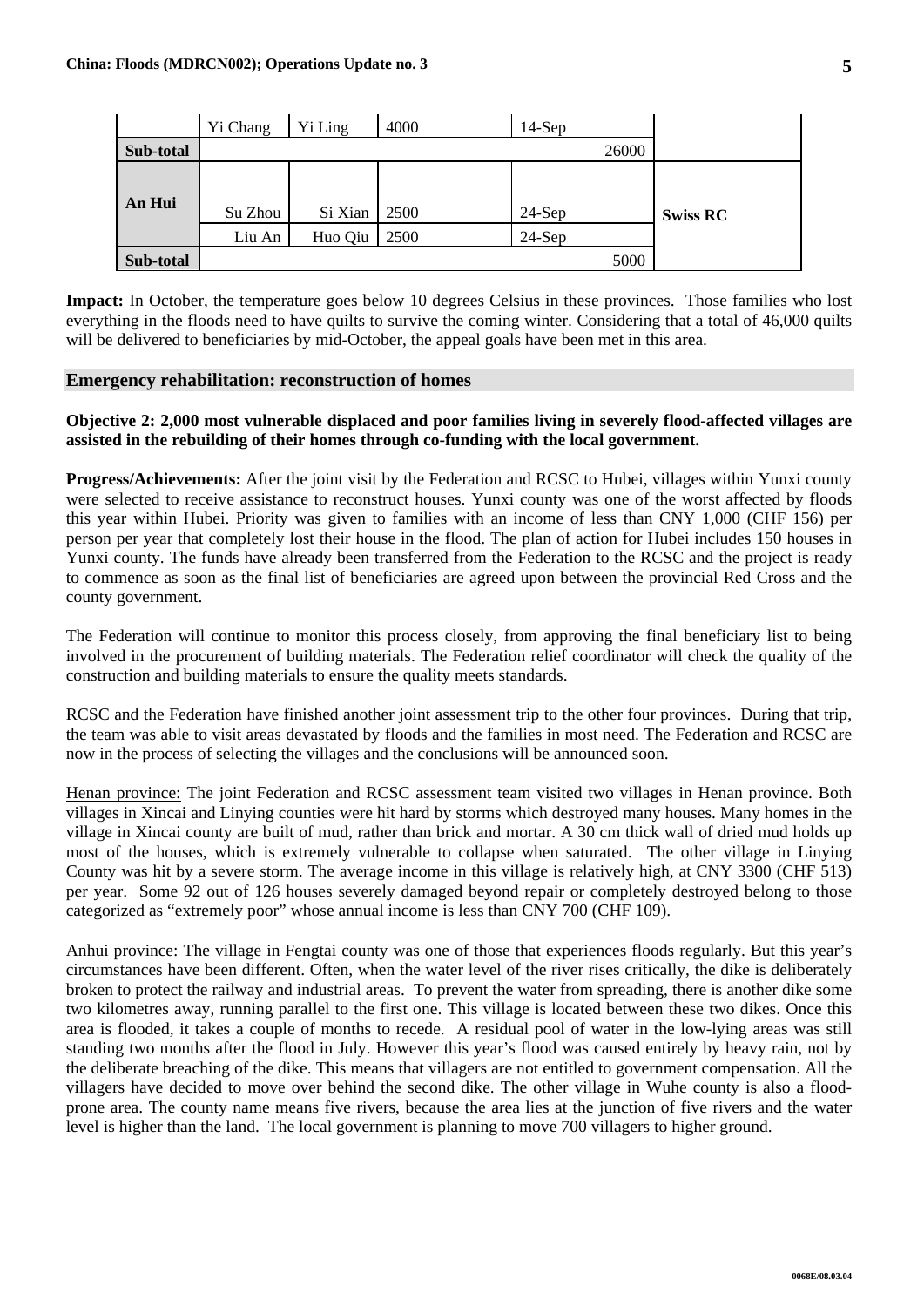| | Yi Chang | Yi Ling | 4000 | 14-Sep | |
|---|---|---|---|---|---|
| **Sub-total** | | | | 26000 | |
| **An Hui** | Su Zhou | Si Xian | 2500 | 24-Sep | **Swiss RC** |
| | Liu An | Huo Qiu | 2500 | 24-Sep | |
| **Sub-total** | | | | 5000 | |

**Impact:** In October, the temperature goes below 10 degrees Celsius in these provinces. Those families who lost everything in the floods need to have quilts to survive the coming winter. Considering that a total of 46,000 quilts will be delivered to beneficiaries by mid-October, the appeal goals have been met in this area.

## Emergency rehabilitation: reconstruction of homes

**Objective 2: 2,000 most vulnerable displaced and poor families living in severely flood-affected villages are assisted in the rebuilding of their homes through co-funding with the local government.**

**Progress/Achievements:** After the joint visit by the Federation and RCSC to Hubei, villages within Yunxi county were selected to receive assistance to reconstruct houses. Yunxi county was one of the worst affected by floods this year within Hubei. Priority was given to families with an income of less than CNY 1,000 (CHF 156) per person per year that completely lost their house in the flood. The plan of action for Hubei includes 150 houses in Yunxi county. The funds have already been transferred from the Federation to the RCSC and the project is ready to commence as soon as the final list of beneficiaries are agreed upon between the provincial Red Cross and the county government.

The Federation will continue to monitor this process closely, from approving the final beneficiary list to being involved in the procurement of building materials. The Federation relief coordinator will check the quality of the construction and building materials to ensure the quality meets standards.

RCSC and the Federation have finished another joint assessment trip to the other four provinces. During that trip, the team was able to visit areas devastated by floods and the families in most need. The Federation and RCSC are now in the process of selecting the villages and the conclusions will be announced soon.

Henan province: The joint Federation and RCSC assessment team visited two villages in Henan province. Both villages in Xincai and Linying counties were hit hard by storms which destroyed many houses. Many homes in the village in Xincai county are built of mud, rather than brick and mortar. A 30 cm thick wall of dried mud holds up most of the houses, which is extremely vulnerable to collapse when saturated. The other village in Linying County was hit by a severe storm. The average income in this village is relatively high, at CNY 3300 (CHF 513) per year. Some 92 out of 126 houses severely damaged beyond repair or completely destroyed belong to those categorized as "extremely poor" whose annual income is less than CNY 700 (CHF 109).

Anhui province: The village in Fengtai county was one of those that experiences floods regularly. But this year's circumstances have been different. Often, when the water level of the river rises critically, the dike is deliberately broken to protect the railway and industrial areas. To prevent the water from spreading, there is another dike some two kilometres away, running parallel to the first one. This village is located between these two dikes. Once this area is flooded, it takes a couple of months to recede. A residual pool of water in the low-lying areas was still standing two months after the flood in July. However this year's flood was caused entirely by heavy rain, not by the deliberate breaching of the dike. This means that villagers are not entitled to government compensation. All the villagers have decided to move over behind the second dike. The other village in Wuhe county is also a flood-prone area. The county name means five rivers, because the area lies at the junction of five rivers and the water level is higher than the land. The local government is planning to move 700 villagers to higher ground.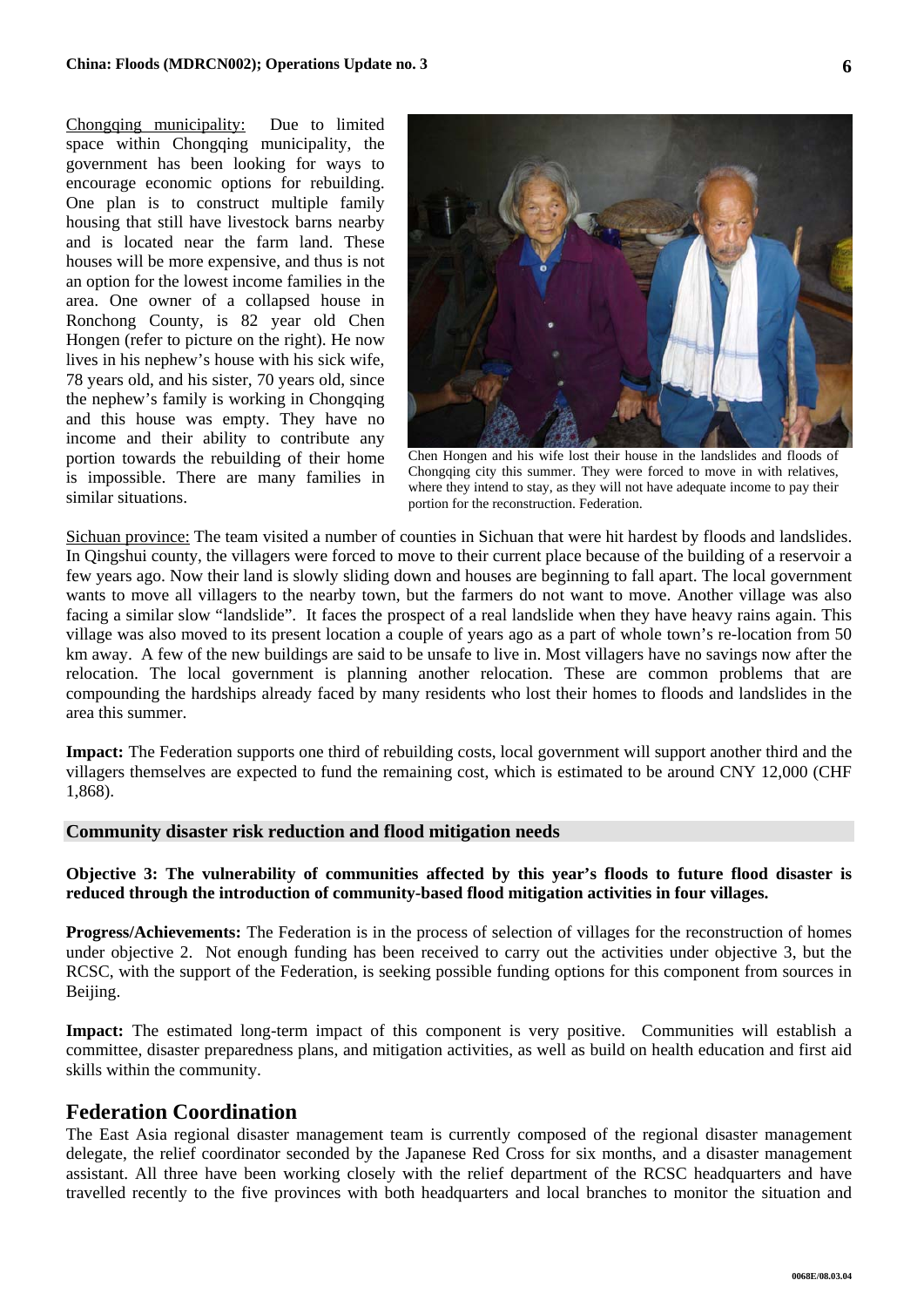Chongqing municipality: Due to limited space within Chongqing municipality, the government has been looking for ways to encourage economic options for rebuilding. One plan is to construct multiple family housing that still have livestock barns nearby and is located near the farm land. These houses will be more expensive, and thus is not an option for the lowest income families in the area. One owner of a collapsed house in Ronchong County, is 82 year old Chen Hongen (refer to picture on the right). He now lives in his nephew's house with his sick wife, 78 years old, and his sister, 70 years old, since the nephew's family is working in Chongqing and this house was empty. They have no income and their ability to contribute any portion towards the rebuilding of their home is impossible. There are many families in similar situations.

Chen Hongen and his wife lost their house in the landslides and floods of Chongqing city this summer. They were forced to move in with relatives, where they intend to stay, as they will not have adequate income to pay their portion for the reconstruction. Federation.

Sichuan province: The team visited a number of counties in Sichuan that were hit hardest by floods and landslides. In Qingshui county, the villagers were forced to move to their current place because of the building of a reservoir a few years ago. Now their land is slowly sliding down and houses are beginning to fall apart. The local government wants to move all villagers to the nearby town, but the farmers do not want to move. Another village was also facing a similar slow "landslide". It faces the prospect of a real landslide when they have heavy rains again. This village was also moved to its present location a couple of years ago as a part of whole town's re-location from 50 km away. A few of the new buildings are said to be unsafe to live in. Most villagers have no savings now after the relocation. The local government is planning another relocation. These are common problems that are compounding the hardships already faced by many residents who lost their homes to floods and landslides in the area this summer.

**Impact:** The Federation supports one third of rebuilding costs, local government will support another third and the villagers themselves are expected to fund the remaining cost, which is estimated to be around CNY 12,000 (CHF 1,868).

### Community disaster risk reduction and flood mitigation needs

**Objective 3: The vulnerability of communities affected by this year's floods to future flood disaster is reduced through the introduction of community-based flood mitigation activities in four villages.**

**Progress/Achievements:** The Federation is in the process of selection of villages for the reconstruction of homes under objective 2. Not enough funding has been received to carry out the activities under objective 3, but the RCSC, with the support of the Federation, is seeking possible funding options for this component from sources in Beijing.

**Impact:** The estimated long-term impact of this component is very positive. Communities will establish a committee, disaster preparedness plans, and mitigation activities, as well as build on health education and first aid skills within the community.

## Federation Coordination

The East Asia regional disaster management team is currently composed of the regional disaster management delegate, the relief coordinator seconded by the Japanese Red Cross for six months, and a disaster management assistant. All three have been working closely with the relief department of the RCSC headquarters and have travelled recently to the five provinces with both headquarters and local branches to monitor the situation and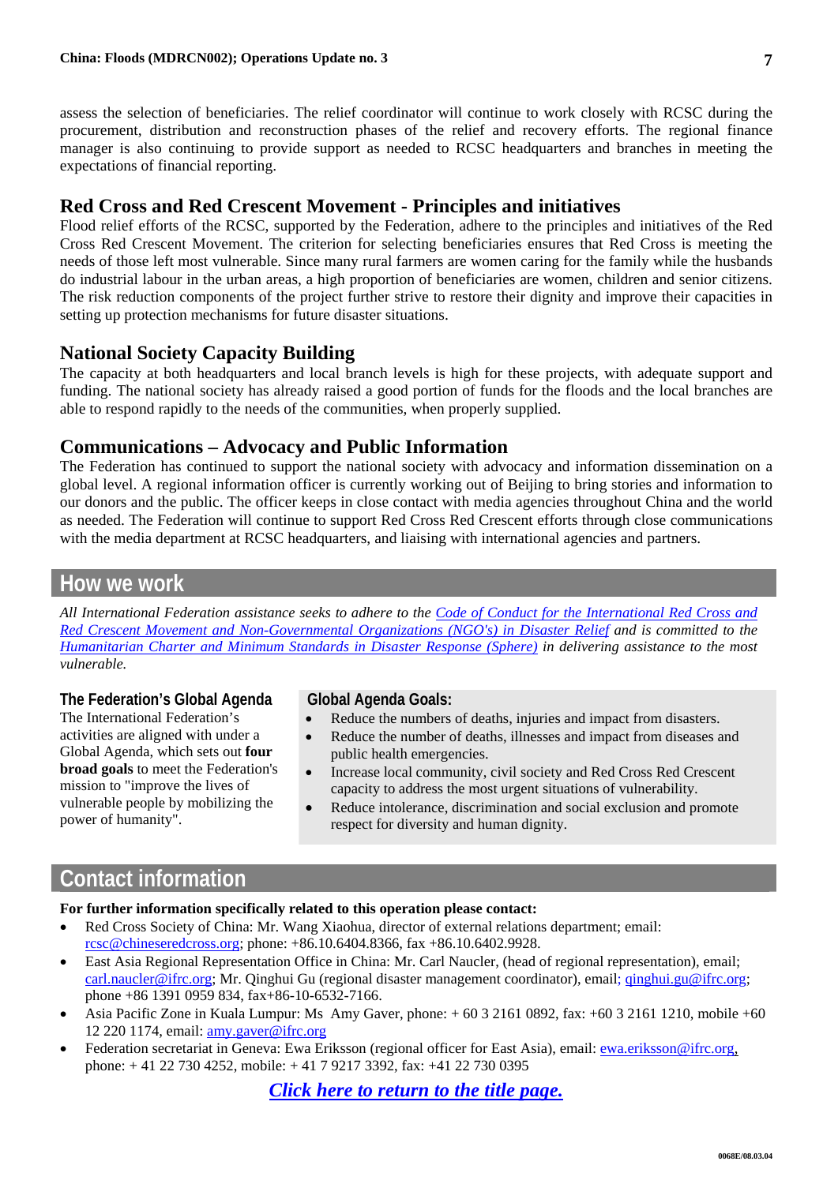assess the selection of beneficiaries. The relief coordinator will continue to work closely with RCSC during the procurement, distribution and reconstruction phases of the relief and recovery efforts. The regional finance manager is also continuing to provide support as needed to RCSC headquarters and branches in meeting the expectations of financial reporting.

## Red Cross and Red Crescent Movement - Principles and initiatives

Flood relief efforts of the RCSC, supported by the Federation, adhere to the principles and initiatives of the Red Cross Red Crescent Movement. The criterion for selecting beneficiaries ensures that Red Cross is meeting the needs of those left most vulnerable. Since many rural farmers are women caring for the family while the husbands do industrial labour in the urban areas, a high proportion of beneficiaries are women, children and senior citizens. The risk reduction components of the project further strive to restore their dignity and improve their capacities in setting up protection mechanisms for future disaster situations.

## National Society Capacity Building

The capacity at both headquarters and local branch levels is high for these projects, with adequate support and funding. The national society has already raised a good portion of funds for the floods and the local branches are able to respond rapidly to the needs of the communities, when properly supplied.

## Communications – Advocacy and Public Information

The Federation has continued to support the national society with advocacy and information dissemination on a global level. A regional information officer is currently working out of Beijing to bring stories and information to our donors and the public. The officer keeps in close contact with media agencies throughout China and the world as needed. The Federation will continue to support Red Cross Red Crescent efforts through close communications with the media department at RCSC headquarters, and liaising with international agencies and partners.

# How we work

*All International Federation assistance seeks to adhere to the Code of Conduct for the International Red Cross and Red Crescent Movement and Non-Governmental Organizations (NGO's) in Disaster Relief and is committed to the Humanitarian Charter and Minimum Standards in Disaster Response (Sphere) in delivering assistance to the most vulnerable.*

### The Federation's Global Agenda

The International Federation's activities are aligned with under a Global Agenda, which sets out **four broad goals** to meet the Federation's mission to "improve the lives of vulnerable people by mobilizing the power of humanity".

### Global Agenda Goals:

- Reduce the numbers of deaths, injuries and impact from disasters.
- Reduce the number of deaths, illnesses and impact from diseases and public health emergencies.
- Increase local community, civil society and Red Cross Red Crescent capacity to address the most urgent situations of vulnerability.
- Reduce intolerance, discrimination and social exclusion and promote respect for diversity and human dignity.

# Contact information

**For further information specifically related to this operation please contact:**

- Red Cross Society of China: Mr. Wang Xiaohua, director of external relations department; email: rcsc@chineseredcross.org; phone: +86.10.6404.8366, fax +86.10.6402.9928.
- East Asia Regional Representation Office in China: Mr. Carl Naucler, (head of regional representation), email; carl.naucler@ifrc.org; Mr. Qinghui Gu (regional disaster management coordinator), email; qinghui.gu@ifrc.org; phone +86 1391 0959 834, fax+86-10-6532-7166.
- Asia Pacific Zone in Kuala Lumpur: Ms Amy Gaver, phone: + 60 3 2161 0892, fax: +60 3 2161 1210, mobile +60 12 220 1174, email: amy.gaver@ifrc.org
- Federation secretariat in Geneva: Ewa Eriksson (regional officer for East Asia), email: ewa.eriksson@ifrc.org, phone: + 41 22 730 4252, mobile: + 41 7 9217 3392, fax: +41 22 730 0395

***Click here to return to the title page.***

0068E/08.03.04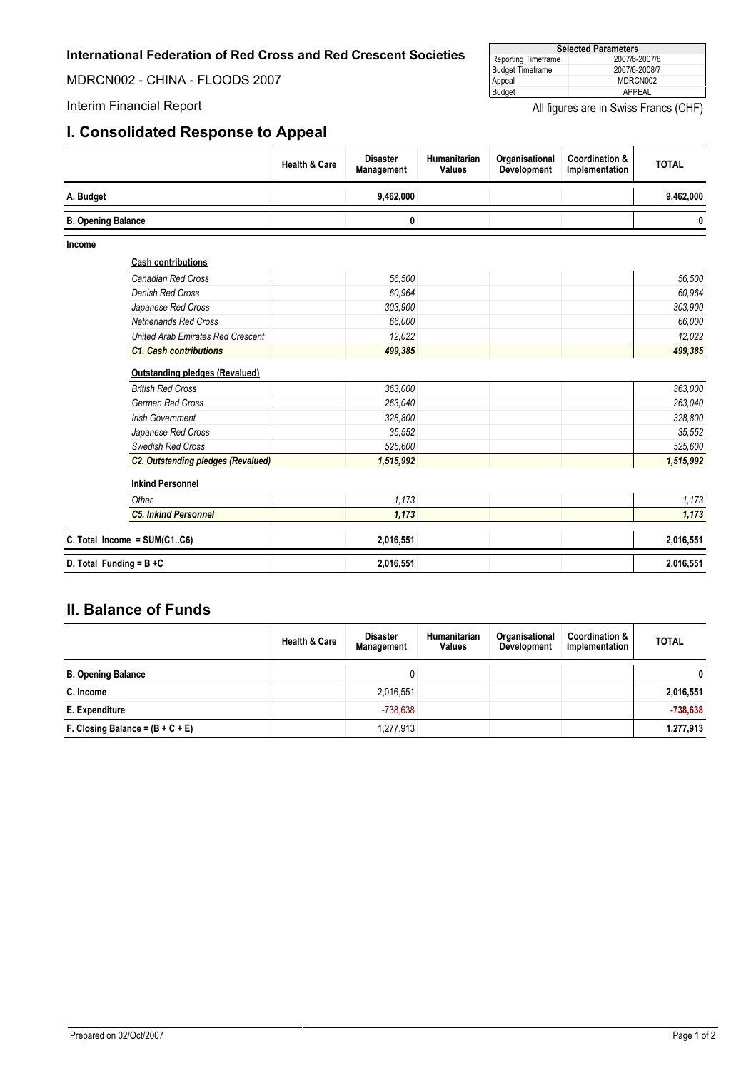**International Federation of Red Cross and Red Crescent Societies**

MDRCN002 - CHINA - FLOODS 2007

Interim Financial Report

| Selected Parameters | |
|---|---|
| Reporting Timeframe | 2007/6-2007/8 |
| Budget Timeframe | 2007/6-2008/7 |
| Appeal | MDRCN002 |
| Budget | APPEAL |

All figures are in Swiss Francs (CHF)

## I. Consolidated Response to Appeal

| | Health & Care | Disaster Management | Humanitarian Values | Organisational Development | Coordination & Implementation | TOTAL |
|---|---|---|---|---|---|---|
| **A. Budget** | | **9,462,000** | | | | **9,462,000** |
| **B. Opening Balance** | | **0** | | | | **0** |
| **Income** | | | | | | |
| **Cash contributions** | | | | | | |
| *Canadian Red Cross* | | *56,500* | | | | *56,500* |
| *Danish Red Cross* | | *60,964* | | | | *60,964* |
| *Japanese Red Cross* | | *303,900* | | | | *303,900* |
| *Netherlands Red Cross* | | *66,000* | | | | *66,000* |
| *United Arab Emirates Red Crescent* | | *12,022* | | | | *12,022* |
| ***C1. Cash contributions*** | | ***499,385*** | | | | ***499,385*** |
| **Outstanding pledges (Revalued)** | | | | | | |
| *British Red Cross* | | *363,000* | | | | *363,000* |
| *German Red Cross* | | *263,040* | | | | *263,040* |
| *Irish Government* | | *328,800* | | | | *328,800* |
| *Japanese Red Cross* | | *35,552* | | | | *35,552* |
| *Swedish Red Cross* | | *525,600* | | | | *525,600* |
| ***C2. Outstanding pledges (Revalued)*** | | ***1,515,992*** | | | | ***1,515,992*** |
| **Inkind Personnel** | | | | | | |
| *Other* | | *1,173* | | | | *1,173* |
| ***C5. Inkind Personnel*** | | ***1,173*** | | | | ***1,173*** |
| **C. Total Income = SUM(C1..C6)** | | **2,016,551** | | | | **2,016,551** |
| **D. Total Funding = B +C** | | **2,016,551** | | | | **2,016,551** |

## II. Balance of Funds

| | Health & Care | Disaster Management | Humanitarian Values | Organisational Development | Coordination & Implementation | TOTAL |
|---|---|---|---|---|---|---|
| **B. Opening Balance** | | 0 | | | | **0** |
| **C. Income** | | 2,016,551 | | | | **2,016,551** |
| **E. Expenditure** | | -738,638 | | | | **-738,638** |
| **F. Closing Balance = (B + C + E)** | | 1,277,913 | | | | **1,277,913** |

Prepared on 02/Oct/2007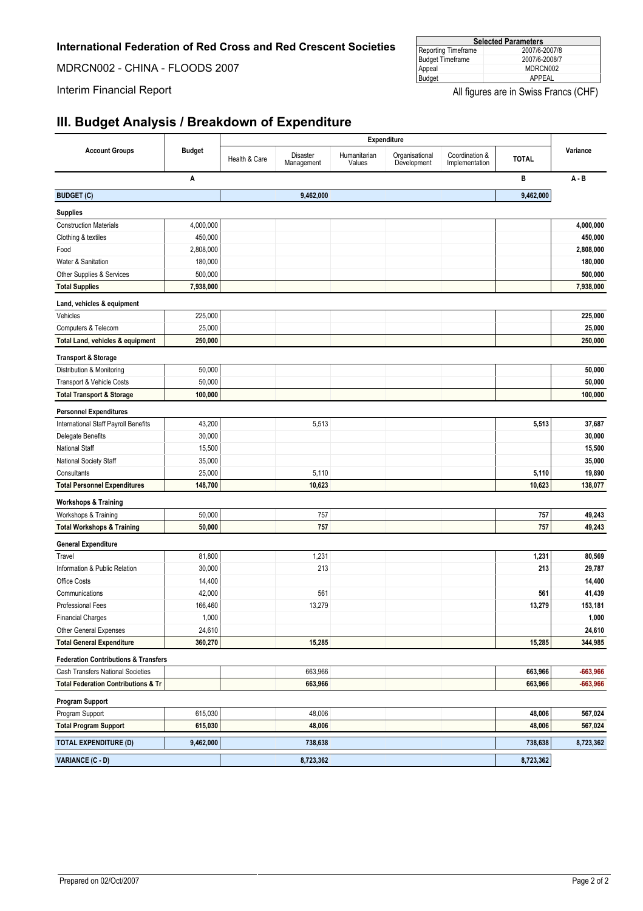**International Federation of Red Cross and Red Crescent Societies**

MDRCN002 - CHINA - FLOODS 2007

Interim Financial Report

| Selected Parameters | |
|---|---|
| Reporting Timeframe | 2007/6-2007/8 |
| Budget Timeframe | 2007/6-2008/7 |
| Appeal | MDRCN002 |
| Budget | APPEAL |

All figures are in Swiss Francs (CHF)

## III. Budget Analysis / Breakdown of Expenditure

| Account Groups | Budget | Expenditure | | | | | | Variance |
|---|---|---|---|---|---|---|---|---|
| | | Health & Care | Disaster Management | Humanitarian Values | Organisational Development | Coordination & Implementation | TOTAL | |
| | A | | | | | | B | A - B |
| **BUDGET (C)** | | | 9,462,000 | | | | 9,462,000 | |
| **Supplies** | | | | | | | | |
| Construction Materials | 4,000,000 | | | | | | | 4,000,000 |
| Clothing & textiles | 450,000 | | | | | | | 450,000 |
| Food | 2,808,000 | | | | | | | 2,808,000 |
| Water & Sanitation | 180,000 | | | | | | | 180,000 |
| Other Supplies & Services | 500,000 | | | | | | | 500,000 |
| **Total Supplies** | **7,938,000** | | | | | | | **7,938,000** |
| **Land, vehicles & equipment** | | | | | | | | |
| Vehicles | 225,000 | | | | | | | 225,000 |
| Computers & Telecom | 25,000 | | | | | | | 25,000 |
| **Total Land, vehicles & equipment** | **250,000** | | | | | | | **250,000** |
| **Transport & Storage** | | | | | | | | |
| Distribution & Monitoring | 50,000 | | | | | | | 50,000 |
| Transport & Vehicle Costs | 50,000 | | | | | | | 50,000 |
| **Total Transport & Storage** | **100,000** | | | | | | | **100,000** |
| **Personnel Expenditures** | | | | | | | | |
| International Staff Payroll Benefits | 43,200 | | 5,513 | | | | 5,513 | 37,687 |
| Delegate Benefits | 30,000 | | | | | | | 30,000 |
| National Staff | 15,500 | | | | | | | 15,500 |
| National Society Staff | 35,000 | | | | | | | 35,000 |
| Consultants | 25,000 | | 5,110 | | | | 5,110 | 19,890 |
| **Total Personnel Expenditures** | **148,700** | | **10,623** | | | | **10,623** | **138,077** |
| **Workshops & Training** | | | | | | | | |
| Workshops & Training | 50,000 | | 757 | | | | 757 | 49,243 |
| **Total Workshops & Training** | **50,000** | | **757** | | | | **757** | **49,243** |
| **General Expenditure** | | | | | | | | |
| Travel | 81,800 | | 1,231 | | | | 1,231 | 80,569 |
| Information & Public Relation | 30,000 | | 213 | | | | 213 | 29,787 |
| Office Costs | 14,400 | | | | | | | 14,400 |
| Communications | 42,000 | | 561 | | | | 561 | 41,439 |
| Professional Fees | 166,460 | | 13,279 | | | | 13,279 | 153,181 |
| Financial Charges | 1,000 | | | | | | | 1,000 |
| Other General Expenses | 24,610 | | | | | | | 24,610 |
| **Total General Expenditure** | **360,270** | | **15,285** | | | | **15,285** | **344,985** |
| **Federation Contributions & Transfers** | | | | | | | | |
| Cash Transfers National Societies | | | 663,966 | | | | 663,966 | -663,966 |
| **Total Federation Contributions & Tr** | | | **663,966** | | | | **663,966** | **-663,966** |
| **Program Support** | | | | | | | | |
| Program Support | 615,030 | | 48,006 | | | | 48,006 | 567,024 |
| **Total Program Support** | **615,030** | | **48,006** | | | | **48,006** | **567,024** |
| **TOTAL EXPENDITURE (D)** | **9,462,000** | | **738,638** | | | | **738,638** | **8,723,362** |
| **VARIANCE (C - D)** | | | **8,723,362** | | | | **8,723,362** | |

Prepared on 02/Oct/2007